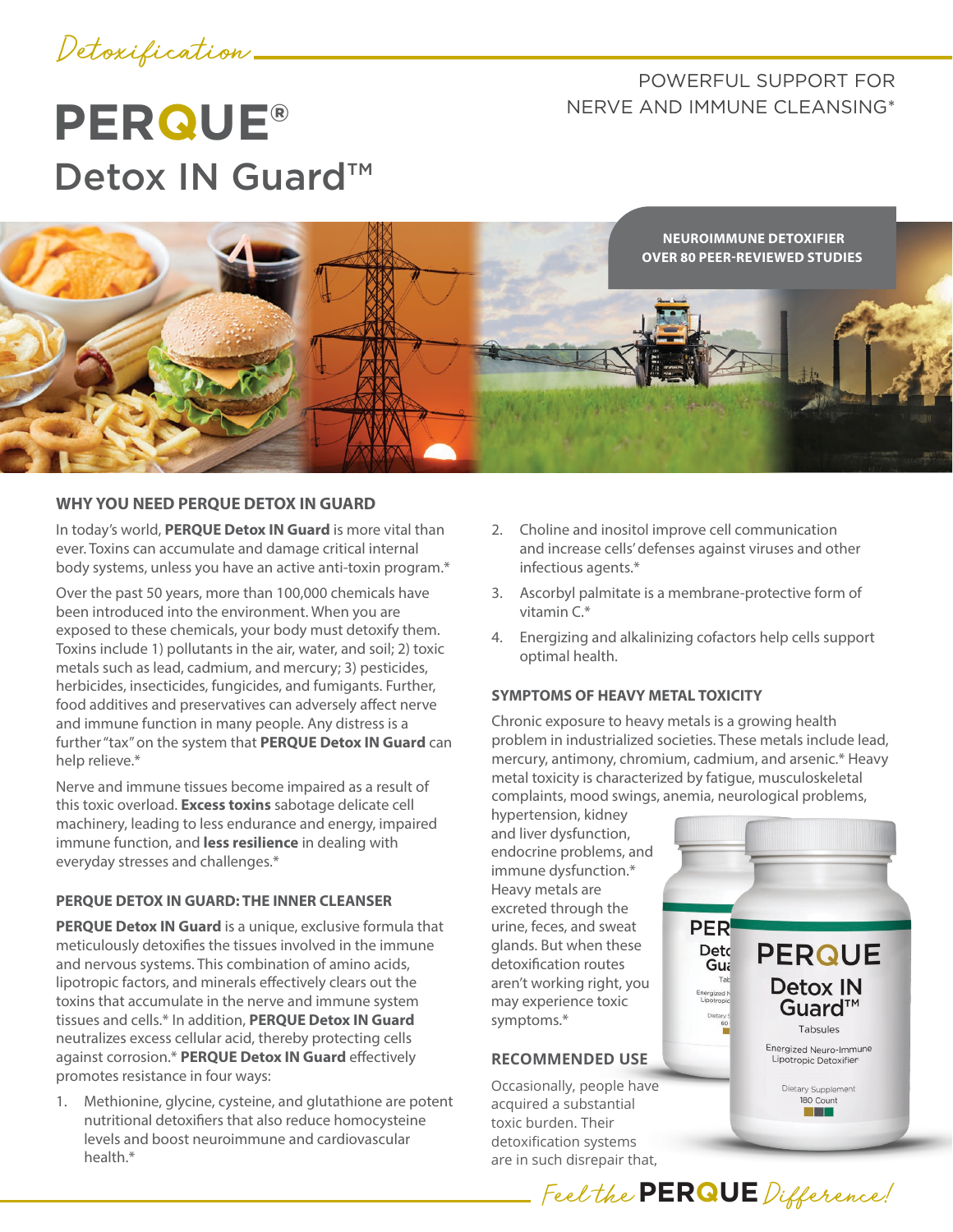Detoxification

# PERQUE®

## Detox IN Guard™

POWERFUL SUPPORT FOR NERVE AND IMMUNE CLEANSING*

**NEUROIMMUNE DETOXIFIER**
**OVER 80 PEER-REVIEWED STUDIES**

### WHY YOU NEED PERQUE DETOX IN GUARD

In today's world, **PERQUE Detox IN Guard** is more vital than ever. Toxins can accumulate and damage critical internal body systems, unless you have an active anti-toxin program.*

Over the past 50 years, more than 100,000 chemicals have been introduced into the environment. When you are exposed to these chemicals, your body must detoxify them. Toxins include 1) pollutants in the air, water, and soil; 2) toxic metals such as lead, cadmium, and mercury; 3) pesticides, herbicides, insecticides, fungicides, and fumigants. Further, food additives and preservatives can adversely affect nerve and immune function in many people. Any distress is a further "tax" on the system that **PERQUE Detox IN Guard** can help relieve.*

Nerve and immune tissues become impaired as a result of this toxic overload. **Excess toxins** sabotage delicate cell machinery, leading to less endurance and energy, impaired immune function, and **less resilience** in dealing with everyday stresses and challenges.*

### PERQUE DETOX IN GUARD: THE INNER CLEANSER

**PERQUE Detox IN Guard** is a unique, exclusive formula that meticulously detoxifies the tissues involved in the immune and nervous systems. This combination of amino acids, lipotropic factors, and minerals effectively clears out the toxins that accumulate in the nerve and immune system tissues and cells.* In addition, **PERQUE Detox IN Guard** neutralizes excess cellular acid, thereby protecting cells against corrosion.* **PERQUE Detox IN Guard** effectively promotes resistance in four ways:

1. Methionine, glycine, cysteine, and glutathione are potent nutritional detoxifiers that also reduce homocysteine levels and boost neuroimmune and cardiovascular health.*
2. Choline and inositol improve cell communication and increase cells' defenses against viruses and other infectious agents.*
3. Ascorbyl palmitate is a membrane-protective form of vitamin C.*
4. Energizing and alkalinizing cofactors help cells support optimal health.

### SYMPTOMS OF HEAVY METAL TOXICITY

Chronic exposure to heavy metals is a growing health problem in industrialized societies. These metals include lead, mercury, antimony, chromium, cadmium, and arsenic.* Heavy metal toxicity is characterized by fatigue, musculoskeletal complaints, mood swings, anemia, neurological problems, hypertension, kidney and liver dysfunction, endocrine problems, and immune dysfunction.* Heavy metals are excreted through the urine, feces, and sweat glands. But when these detoxification routes aren't working right, you may experience toxic symptoms.*

### RECOMMENDED USE

Occasionally, people have acquired a substantial toxic burden. Their detoxification systems are in such disrepair that,

PERQUE Detox IN Guard™ Tabsules — Energized Neuro-Immune Lipotropic Detoxifier — Dietary Supplement 180 Count

*Feel the* **PERQUE** *Difference!*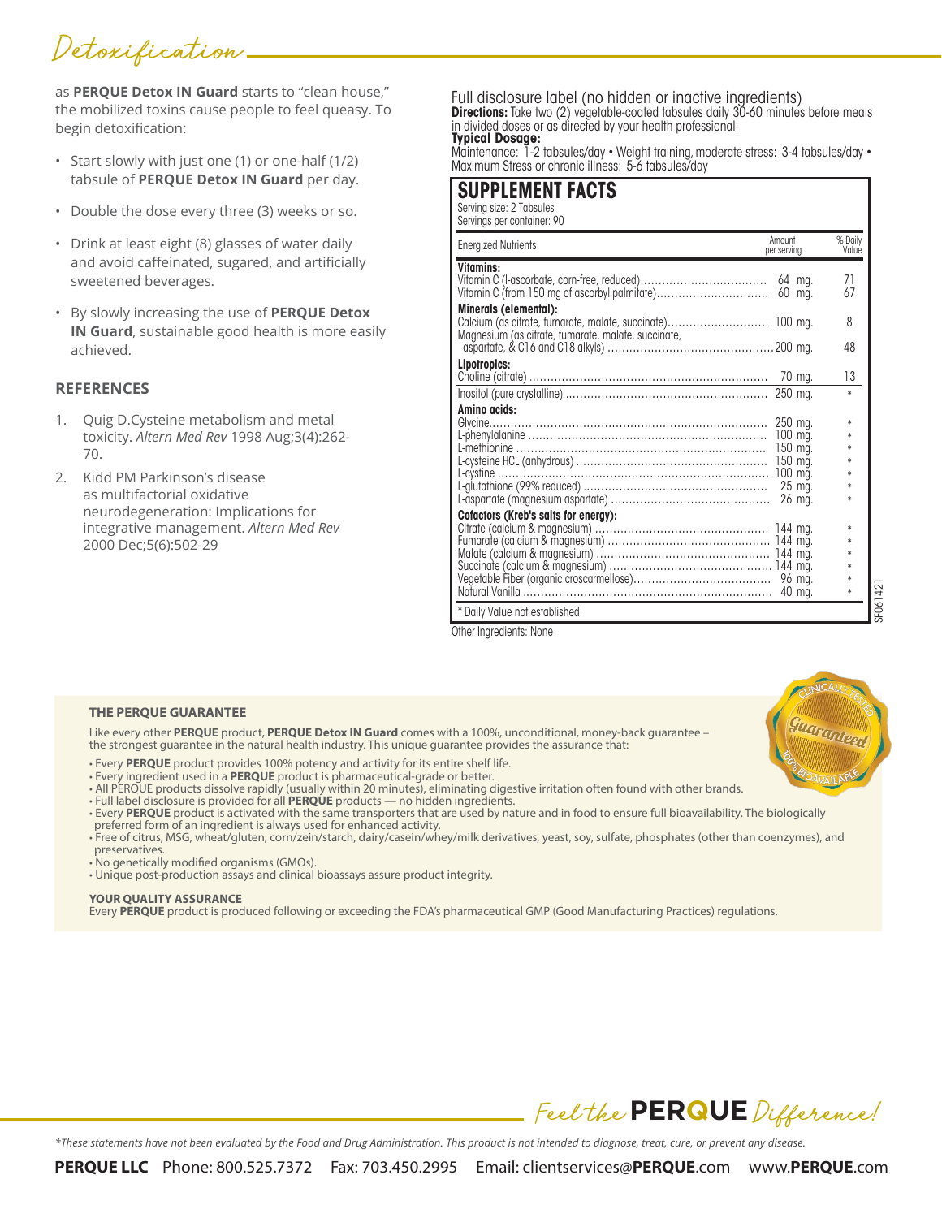# Detoxification

as **PERQUE Detox IN Guard** starts to "clean house," the mobilized toxins cause people to feel queasy. To begin detoxification:

- Start slowly with just one (1) or one-half (1/2) tabsule of **PERQUE Detox IN Guard** per day.
- Double the dose every three (3) weeks or so.
- Drink at least eight (8) glasses of water daily and avoid caffeinated, sugared, and artificially sweetened beverages.
- By slowly increasing the use of **PERQUE Detox IN Guard**, sustainable good health is more easily achieved.

## REFERENCES

1. Quig D.Cysteine metabolism and metal toxicity. *Altern Med Rev* 1998 Aug;3(4):262-70.
2. Kidd PM Parkinson's disease as multifactorial oxidative neurodegeneration: Implications for integrative management. *Altern Med Rev* 2000 Dec;5(6):502-29

Full disclosure label (no hidden or inactive ingredients)

**Directions:** Take two (2) vegetable-coated tabsules daily 30-60 minutes before meals in divided doses or as directed by your health professional.

**Typical Dosage:**
Maintenance: 1-2 tabsules/day • Weight training, moderate stress: 3-4 tabsules/day • Maximum Stress or chronic illness: 5-6 tabsules/day

## SUPPLEMENT FACTS

Serving size: 2 Tabsules
Servings per container: 90

| Energized Nutrients | Amount per serving | % Daily Value |
|---|---|---|
| **Vitamins:** | | |
| Vitamin C (l-ascorbate, corn-free, reduced) | 64 mg. | 71 |
| Vitamin C (from 150 mg of ascorbyl palmitate) | 60 mg. | 67 |
| **Minerals (elemental):** | | |
| Calcium (as citrate, fumarate, malate, succinate) | 100 mg. | 8 |
| Magnesium (as citrate, fumarate, malate, succinate, aspartate, & C16 and C18 alkyls) | 200 mg. | 48 |
| **Lipotropics:** | | |
| Choline (citrate) | 70 mg. | 13 |
| Inositol (pure crystalline) | 250 mg. | * |
| **Amino acids:** | | |
| Glycine | 250 mg. | * |
| L-phenylalanine | 100 mg. | * |
| L-methionine | 150 mg. | * |
| L-cysteine HCL (anhydrous) | 150 mg. | * |
| L-cystine | 100 mg. | * |
| L-glutathione (99% reduced) | 25 mg. | * |
| L-aspartate (magnesium aspartate) | 26 mg. | * |
| **Cofactors (Kreb's salts for energy):** | | |
| Citrate (calcium & magnesium) | 144 mg. | * |
| Fumarate (calcium & magnesium) | 144 mg. | * |
| Malate (calcium & magnesium) | 144 mg. | * |
| Succinate (calcium & magnesium) | 144 mg. | * |
| Vegetable Fiber (organic croscarmellose) | 96 mg. | * |
| Natural Vanilla | 40 mg. | * |

* Daily Value not established.

SF061421

Other Ingredients: None

### THE PERQUE GUARANTEE

Like every other **PERQUE** product, **PERQUE Detox IN Guard** comes with a 100%, unconditional, money-back guarantee – the strongest guarantee in the natural health industry. This unique guarantee provides the assurance that:

- Every **PERQUE** product provides 100% potency and activity for its entire shelf life.
- Every ingredient used in a **PERQUE** product is pharmaceutical-grade or better.
- All PERQUE products dissolve rapidly (usually within 20 minutes), eliminating digestive irritation often found with other brands.
- Full label disclosure is provided for all **PERQUE** products — no hidden ingredients.
- Every **PERQUE** product is activated with the same transporters that are used by nature and in food to ensure full bioavailability. The biologically preferred form of an ingredient is always used for enhanced activity.
- Free of citrus, MSG, wheat/gluten, corn/zein/starch, dairy/casein/whey/milk derivatives, yeast, soy, sulfate, phosphates (other than coenzymes), and preservatives.
- No genetically modified organisms (GMOs).
- Unique post-production assays and clinical bioassays assure product integrity.

Clinically Tested • Guaranteed • 100% Bioavailable

### YOUR QUALITY ASSURANCE

Every **PERQUE** product is produced following or exceeding the FDA's pharmaceutical GMP (Good Manufacturing Practices) regulations.

Feel the **PERQUE** Difference!

*These statements have not been evaluated by the Food and Drug Administration. This product is not intended to diagnose, treat, cure, or prevent any disease.*

**PERQUE LLC** Phone: 800.525.7372 Fax: 703.450.2995 Email: clientservices@**PERQUE**.com www.**PERQUE**.com